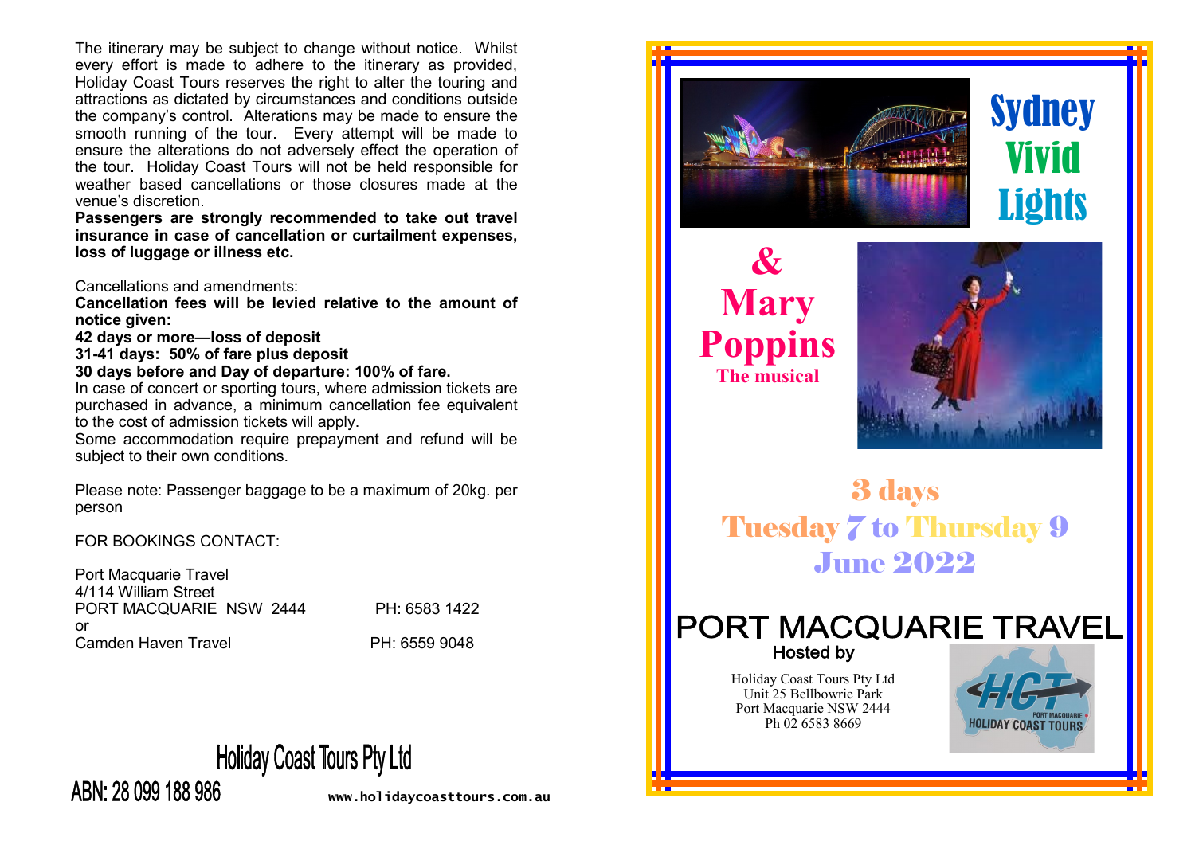The itinerary may be subject to change without notice. Whilst every effort is made to adhere to the itinerary as provided, Holiday Coast Tours reserves the right to alter the touring and attractions as dictated by circumstances and conditions outside the company's control. Alterations may be made to ensure the smooth running of the tour. Every attempt will be made to ensure the alterations do not adversely effect the operation of the tour. Holiday Coast Tours will not be held responsible for weather based cancellations or those closures made at the venue's discretion.

**Passengers are strongly recommended to take out travel insurance in case of cancellation or curtailment expenses, loss of luggage or illness etc.**

Cancellations and amendments:

**Cancellation fees will be levied relative to the amount of notice given:**

**42 days or more—loss of deposit**

**31-41 days: 50% of fare plus deposit**

**30 days before and Day of departure: 100% of fare.**

In case of concert or sporting tours, where admission tickets are purchased in advance, a minimum cancellation fee equivalent to the cost of admission tickets will apply.

Some accommodation require prepayment and refund will be subject to their own conditions.

Please note: Passenger baggage to be a maximum of 20kg. per person

FOR BOOKINGS CONTACT:

Port Macquarie Travel
4/114 William Street
PORT MACQUARIE NSW 2444 PH: 6583 1422
or
Camden Haven Travel PH: 6559 9048

Holiday Coast Tours Pty Ltd
ABN: 28 099 188 986

www.holidaycoasttours.com.au

# Sydney Vivid Lights

# & Mary Poppins

## The musical

## 3 days
## Tuesday 7 to Thursday 9 June 2022

# PORT MACQUARIE TRAVEL

Hosted by

Holiday Coast Tours Pty Ltd
Unit 25 Bellbowrie Park
Port Macquarie NSW 2444
Ph 02 6583 8669

HCT PORT MACQUARIE HOLIDAY COAST TOURS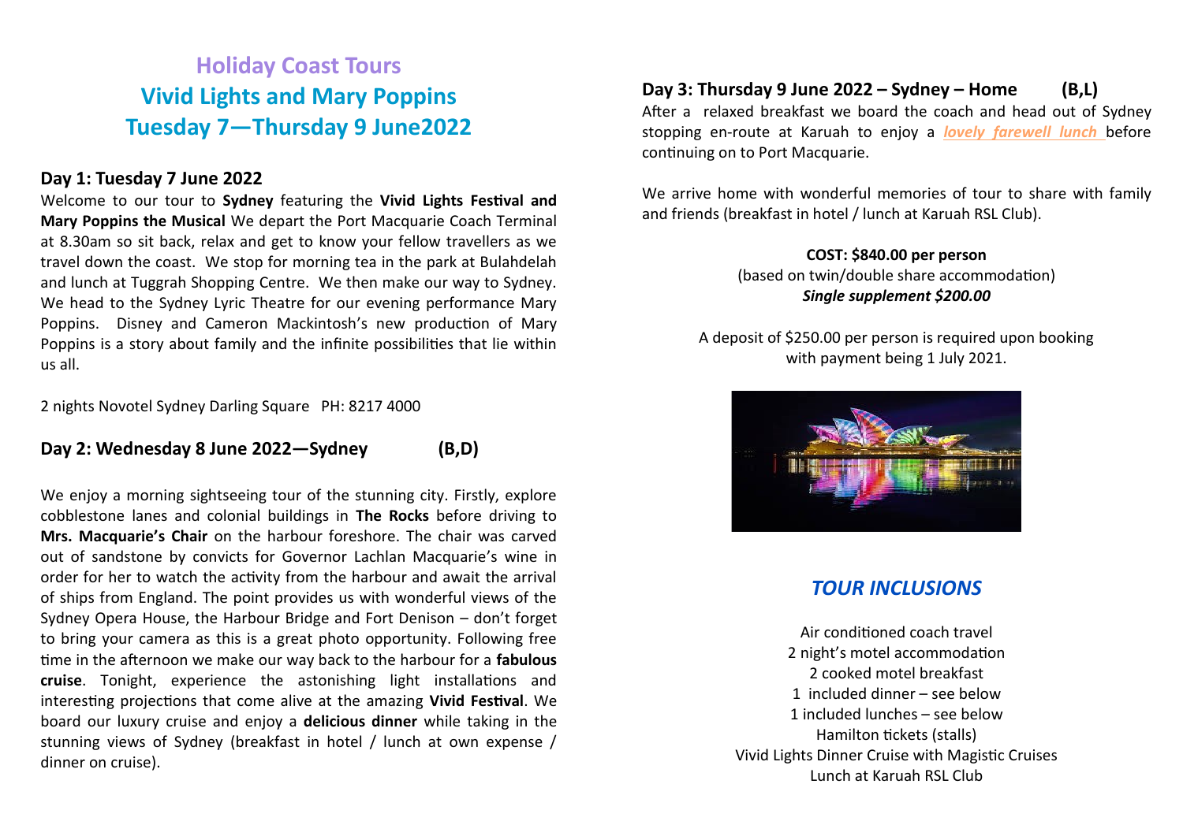# Holiday Coast Tours

# Vivid Lights and Mary Poppins

# Tuesday 7—Thursday 9 June2022

## Day 1: Tuesday 7 June 2022

Welcome to our tour to **Sydney** featuring the **Vivid Lights Festival and Mary Poppins the Musical** We depart the Port Macquarie Coach Terminal at 8.30am so sit back, relax and get to know your fellow travellers as we travel down the coast. We stop for morning tea in the park at Bulahdelah and lunch at Tuggrah Shopping Centre. We then make our way to Sydney. We head to the Sydney Lyric Theatre for our evening performance Mary Poppins. Disney and Cameron Mackintosh's new production of Mary Poppins is a story about family and the infinite possibilities that lie within us all.

2 nights Novotel Sydney Darling Square PH: 8217 4000

## Day 2: Wednesday 8 June 2022—Sydney (B,D)

We enjoy a morning sightseeing tour of the stunning city. Firstly, explore cobblestone lanes and colonial buildings in **The Rocks** before driving to **Mrs. Macquarie's Chair** on the harbour foreshore. The chair was carved out of sandstone by convicts for Governor Lachlan Macquarie's wine in order for her to watch the activity from the harbour and await the arrival of ships from England. The point provides us with wonderful views of the Sydney Opera House, the Harbour Bridge and Fort Denison – don't forget to bring your camera as this is a great photo opportunity. Following free time in the afternoon we make our way back to the harbour for a **fabulous cruise**. Tonight, experience the astonishing light installations and interesting projections that come alive at the amazing **Vivid Festival**. We board our luxury cruise and enjoy a **delicious dinner** while taking in the stunning views of Sydney (breakfast in hotel / lunch at own expense / dinner on cruise).

## Day 3: Thursday 9 June 2022 – Sydney – Home (B,L)

After a relaxed breakfast we board the coach and head out of Sydney stopping en-route at Karuah to enjoy a ***lovely farewell lunch*** before continuing on to Port Macquarie.

We arrive home with wonderful memories of tour to share with family and friends (breakfast in hotel / lunch at Karuah RSL Club).

**COST: $840.00 per person**
(based on twin/double share accommodation)
***Single supplement $200.00***

A deposit of $250.00 per person is required upon booking with payment being 1 July 2021.

## *TOUR INCLUSIONS*

Air conditioned coach travel
2 night's motel accommodation
2 cooked motel breakfast
1 included dinner – see below
1 included lunches – see below
Hamilton tickets (stalls)
Vivid Lights Dinner Cruise with Magistic Cruises
Lunch at Karuah RSL Club